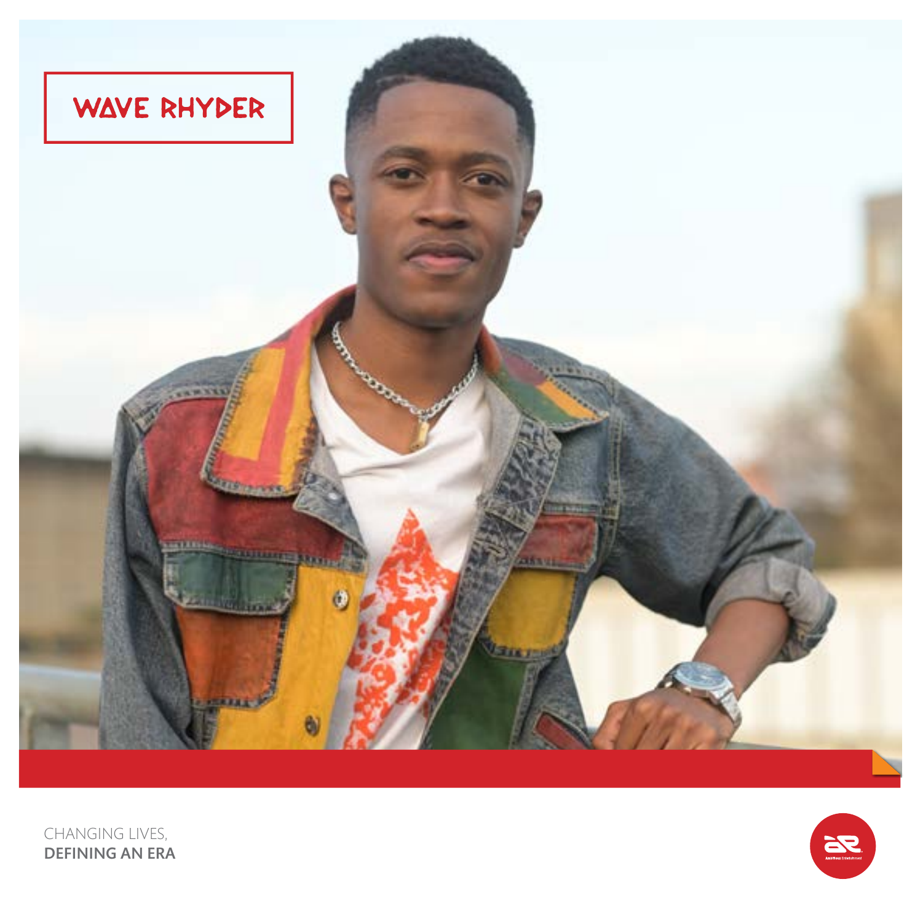# WAVE RHYDER

CHANGING LIVES,
**DEFINING AN ERA**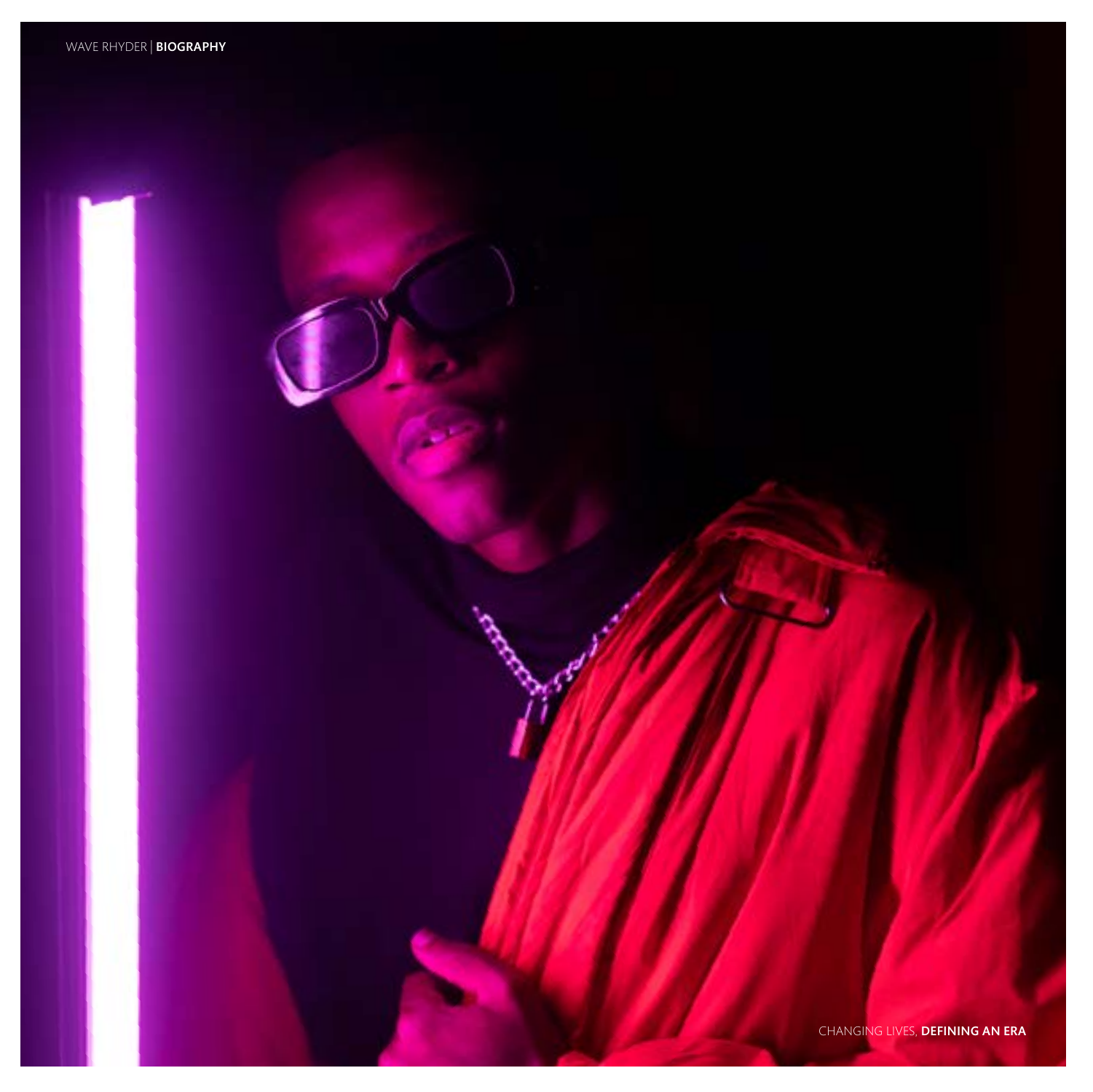CHANGING LIVES, **DEFINING AN ERA**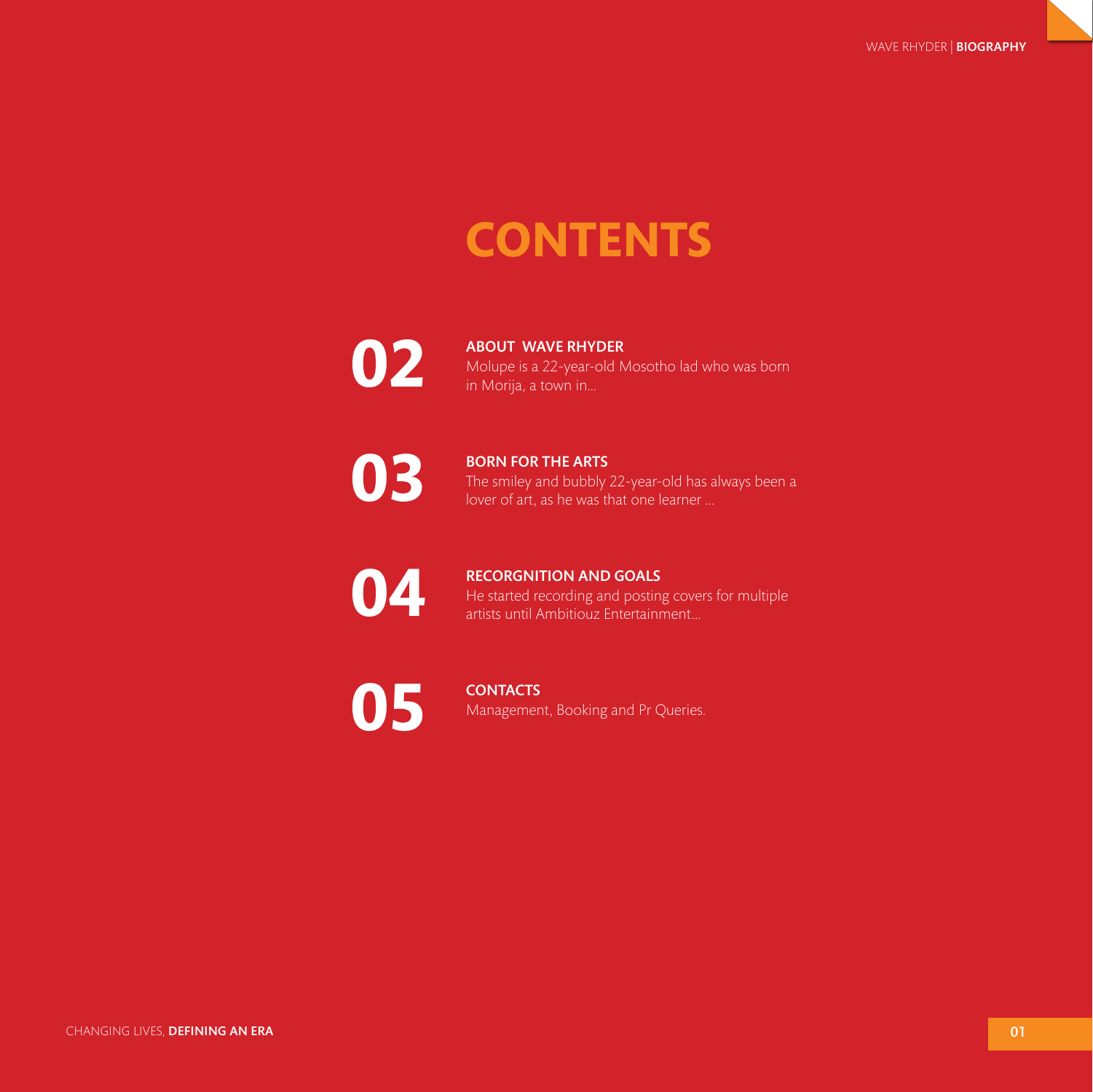# CONTENTS

**02** **ABOUT WAVE RHYDER**
Molupe is a 22-year-old Mosotho lad who was born in Morija, a town in...

**03** **BORN FOR THE ARTS**
The smiley and bubbly 22-year-old has always been a lover of art, as he was that one learner ...

**04** **RECORGNITION AND GOALS**
He started recording and posting covers for multiple artists until Ambitiouz Entertainment...

**05** **CONTACTS**
Management, Booking and Pr Queries.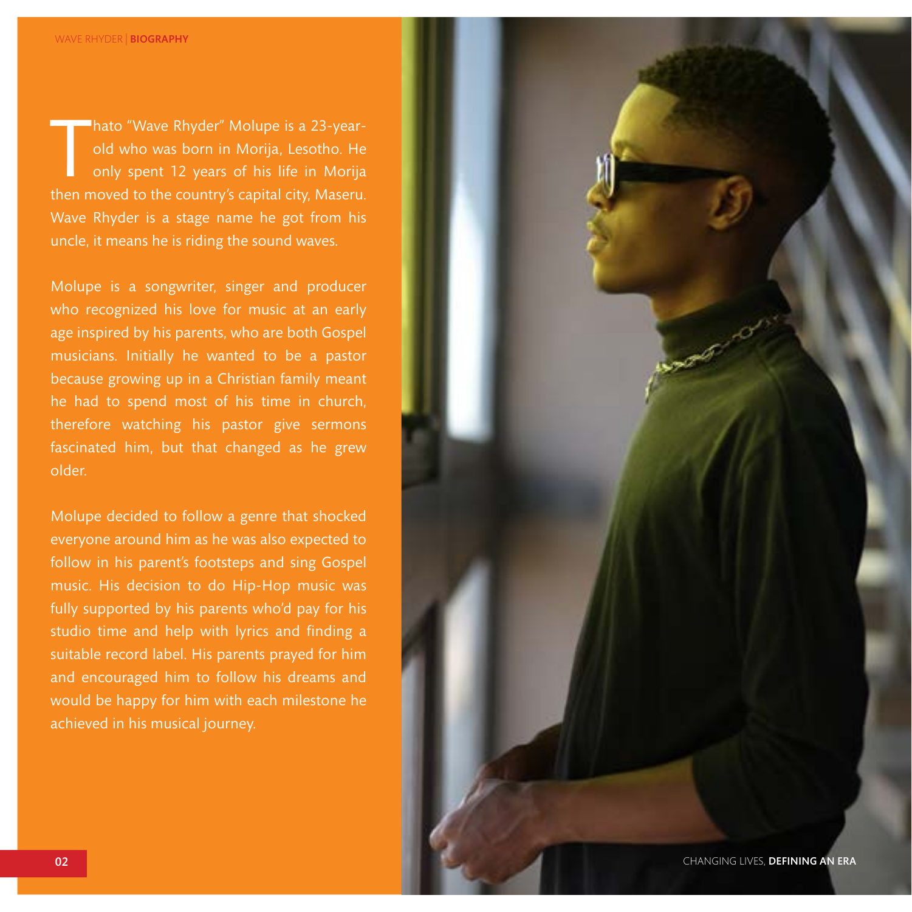Thato "Wave Rhyder" Molupe is a 23-year-old who was born in Morija, Lesotho. He only spent 12 years of his life in Morija then moved to the country's capital city, Maseru. Wave Rhyder is a stage name he got from his uncle, it means he is riding the sound waves.

Molupe is a songwriter, singer and producer who recognized his love for music at an early age inspired by his parents, who are both Gospel musicians. Initially he wanted to be a pastor because growing up in a Christian family meant he had to spend most of his time in church, therefore watching his pastor give sermons fascinated him, but that changed as he grew older.

Molupe decided to follow a genre that shocked everyone around him as he was also expected to follow in his parent's footsteps and sing Gospel music. His decision to do Hip-Hop music was fully supported by his parents who'd pay for his studio time and help with lyrics and finding a suitable record label. His parents prayed for him and encouraged him to follow his dreams and would be happy for him with each milestone he achieved in his musical journey.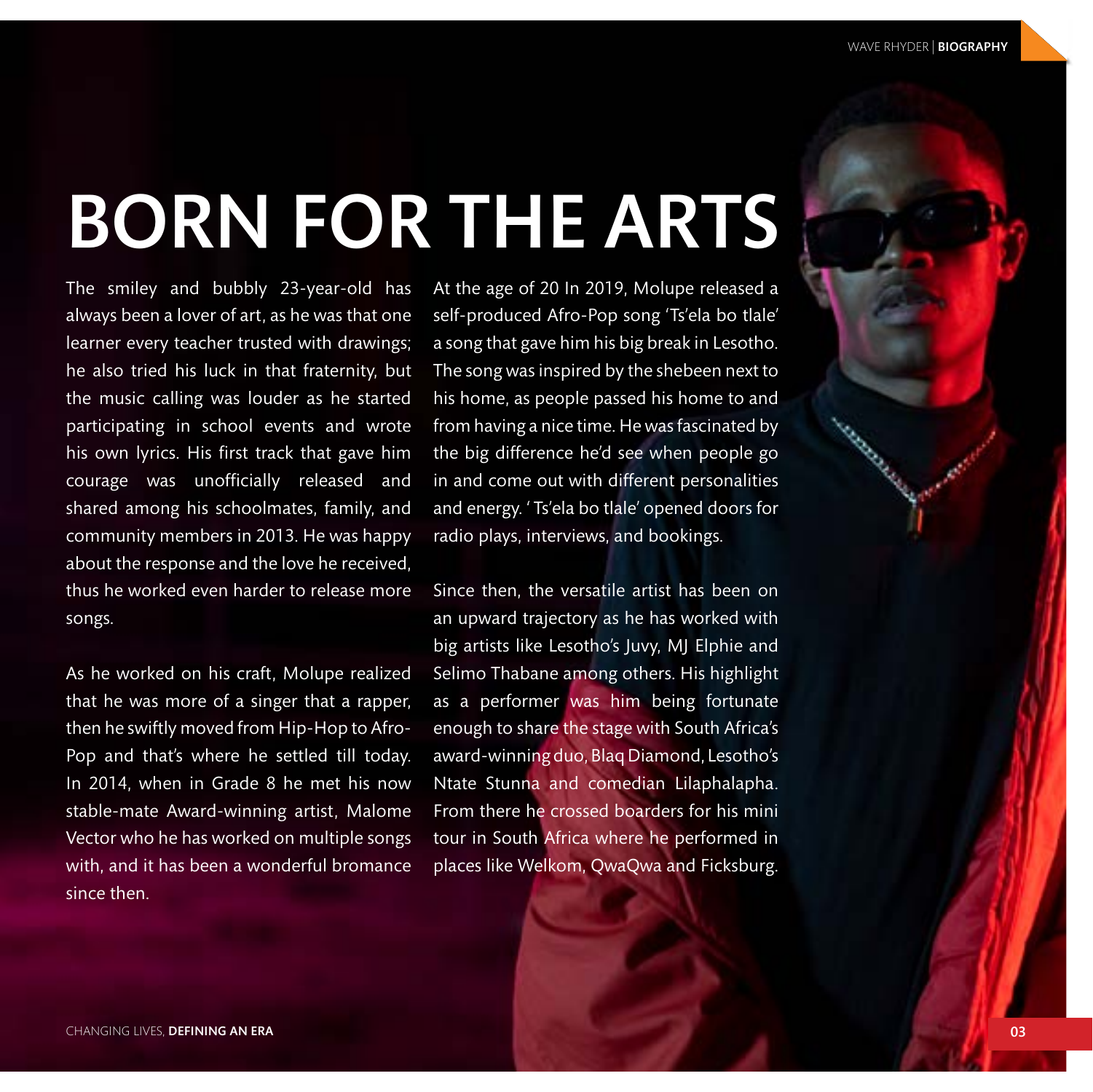# BORN FOR THE ARTS

The smiley and bubbly 23-year-old has always been a lover of art, as he was that one learner every teacher trusted with drawings; he also tried his luck in that fraternity, but the music calling was louder as he started participating in school events and wrote his own lyrics. His first track that gave him courage was unofficially released and shared among his schoolmates, family, and community members in 2013. He was happy about the response and the love he received, thus he worked even harder to release more songs.

As he worked on his craft, Molupe realized that he was more of a singer that a rapper, then he swiftly moved from Hip-Hop to Afro-Pop and that's where he settled till today. In 2014, when in Grade 8 he met his now stable-mate Award-winning artist, Malome Vector who he has worked on multiple songs with, and it has been a wonderful bromance since then.

At the age of 20 In 2019, Molupe released a self-produced Afro-Pop song 'Ts'ela bo tlale' a song that gave him his big break in Lesotho. The song was inspired by the shebeen next to his home, as people passed his home to and from having a nice time. He was fascinated by the big difference he'd see when people go in and come out with different personalities and energy. ' Ts'ela bo tlale' opened doors for radio plays, interviews, and bookings.

Since then, the versatile artist has been on an upward trajectory as he has worked with big artists like Lesotho's Juvy, MJ Elphie and Selimo Thabane among others. His highlight as a performer was him being fortunate enough to share the stage with South Africa's award-winning duo, Blaq Diamond, Lesotho's Ntate Stunna and comedian Lilaphalapha. From there he crossed boarders for his mini tour in South Africa where he performed in places like Welkom, QwaQwa and Ficksburg.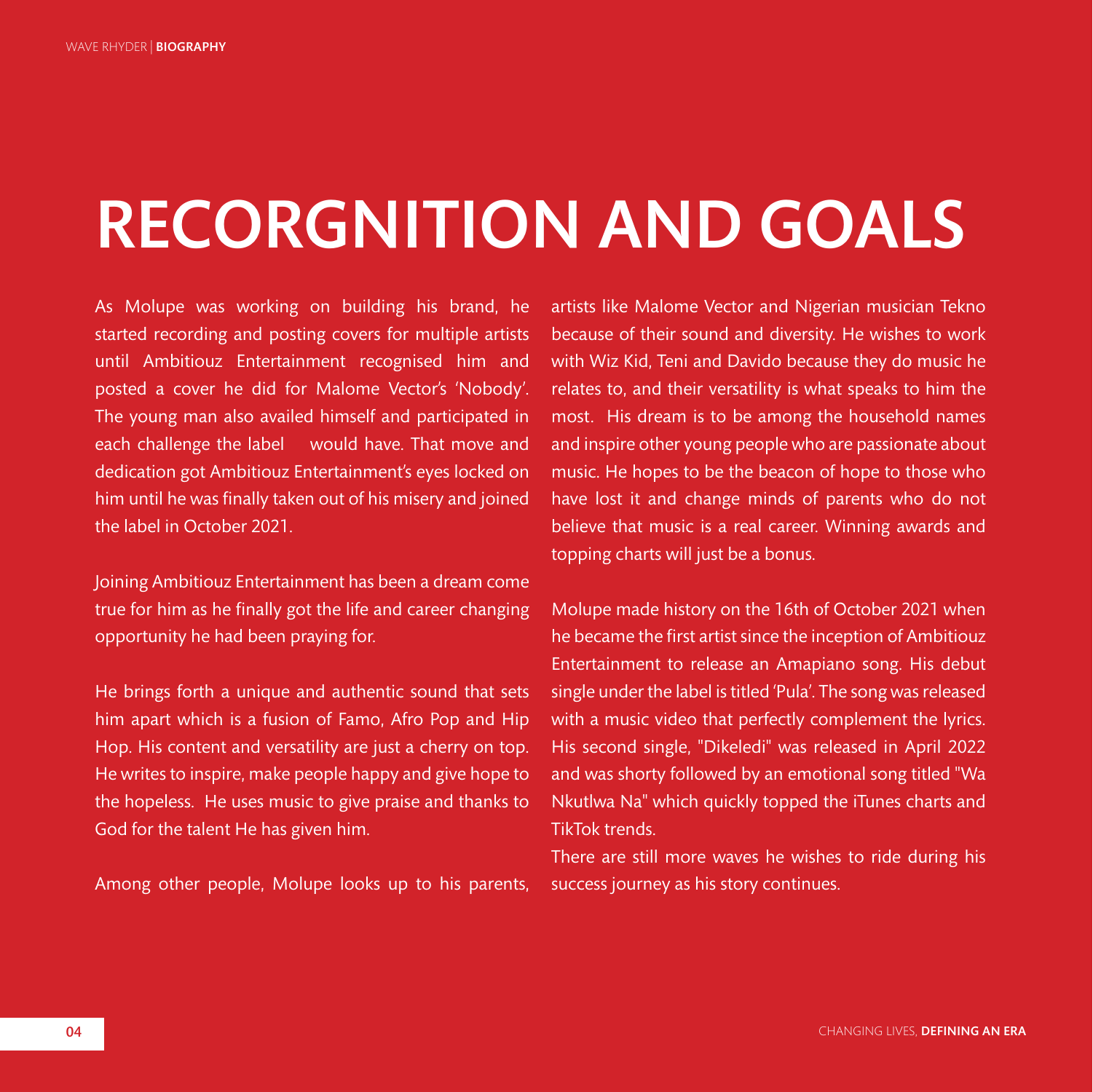# RECORGNITION AND GOALS

As Molupe was working on building his brand, he started recording and posting covers for multiple artists until Ambitiouz Entertainment recognised him and posted a cover he did for Malome Vector's 'Nobody'. The young man also availed himself and participated in each challenge the label would have. That move and dedication got Ambitiouz Entertainment's eyes locked on him until he was finally taken out of his misery and joined the label in October 2021.

Joining Ambitiouz Entertainment has been a dream come true for him as he finally got the life and career changing opportunity he had been praying for.

He brings forth a unique and authentic sound that sets him apart which is a fusion of Famo, Afro Pop and Hip Hop. His content and versatility are just a cherry on top. He writes to inspire, make people happy and give hope to the hopeless. He uses music to give praise and thanks to God for the talent He has given him.

Among other people, Molupe looks up to his parents, artists like Malome Vector and Nigerian musician Tekno because of their sound and diversity. He wishes to work with Wiz Kid, Teni and Davido because they do music he relates to, and their versatility is what speaks to him the most. His dream is to be among the household names and inspire other young people who are passionate about music. He hopes to be the beacon of hope to those who have lost it and change minds of parents who do not believe that music is a real career. Winning awards and topping charts will just be a bonus.

Molupe made history on the 16th of October 2021 when he became the first artist since the inception of Ambitiouz Entertainment to release an Amapiano song. His debut single under the label is titled 'Pula'. The song was released with a music video that perfectly complement the lyrics. His second single, "Dikeledi" was released in April 2022 and was shorty followed by an emotional song titled "Wa Nkutlwa Na" which quickly topped the iTunes charts and TikTok trends.

There are still more waves he wishes to ride during his success journey as his story continues.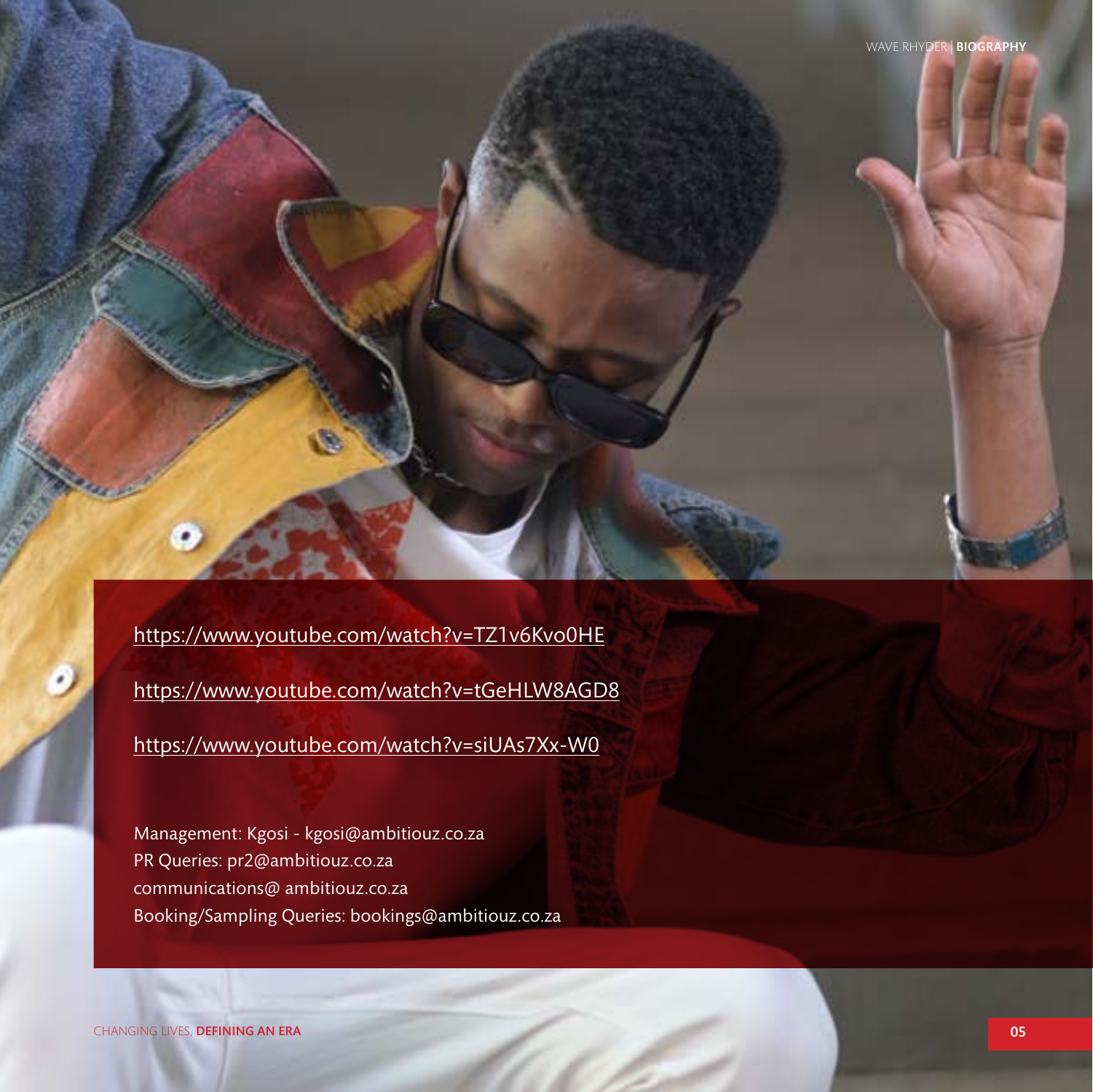https://www.youtube.com/watch?v=TZ1v6Kvo0HE

https://www.youtube.com/watch?v=tGeHLW8AGD8

https://www.youtube.com/watch?v=siUAs7Xx-W0

Management: Kgosi - kgosi@ambitiouz.co.za
PR Queries: pr2@ambitiouz.co.za
communications@ ambitiouz.co.za
Booking/Sampling Queries: bookings@ambitiouz.co.za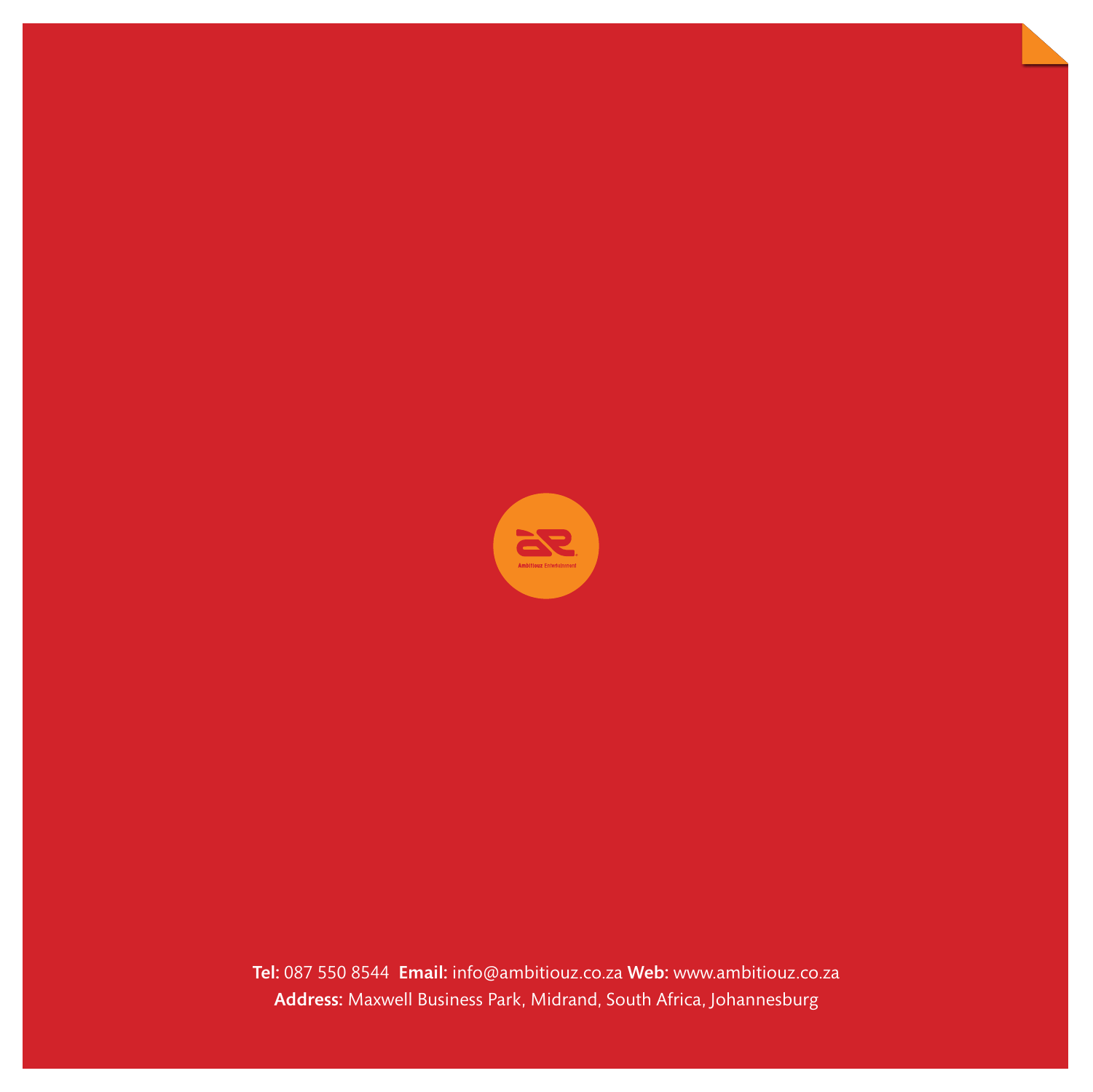Ambitiouz Entertainment

**Tel:** 087 550 8544 **Email:** info@ambitiouz.co.za **Web:** www.ambitiouz.co.za
**Address:** Maxwell Business Park, Midrand, South Africa, Johannesburg